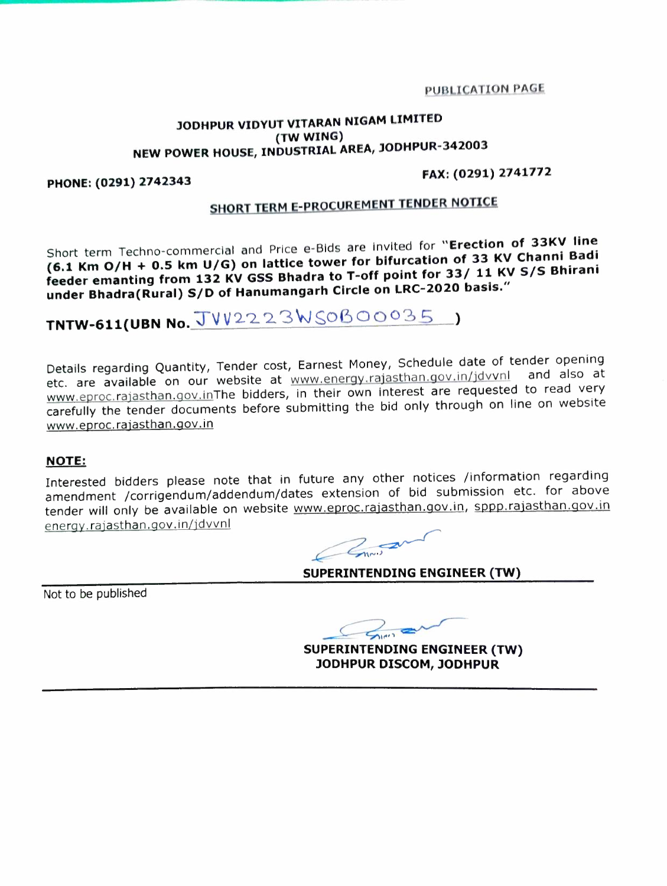PUBLICATION PAGE

**JODHPUR VIDYUT VITARAN NIGAM LIMITED**
**(TW WING)**
**NEW POWER HOUSE, INDUSTRIAL AREA, JODHPUR-342003**

**PHONE: (0291) 2742343** **FAX: (0291) 2741772**

## SHORT TERM E-PROCUREMENT TENDER NOTICE

Short term Techno-commercial and Price e-Bids are invited for **"Erection of 33KV line (6.1 Km O/H + 0.5 km U/G) on lattice tower for bifurcation of 33 KV Channi Badi feeder emanting from 132 KV GSS Bhadra to T-off point for 33/ 11 KV S/S Bhirani under Bhadra(Rural) S/D of Hanumangarh Circle on LRC-2020 basis."**

**TNTW-611(UBN No.** JVV2223WSOB00035 **)**

Details regarding Quantity, Tender cost, Earnest Money, Schedule date of tender opening etc. are available on our website at www.energy.rajasthan.gov.in/jdvvnl and also at www.eproc.rajasthan.gov.inThe bidders, in their own interest are requested to read very carefully the tender documents before submitting the bid only through on line on website www.eproc.rajasthan.gov.in

**NOTE:**

Interested bidders please note that in future any other notices /information regarding amendment /corrigendum/addendum/dates extension of bid submission etc. for above tender will only be available on website www.eproc.rajasthan.gov.in, sppp.rajasthan.gov.in energy.rajasthan.gov.in/jdvvnl

**SUPERINTENDING ENGINEER (TW)**

Not to be published

**SUPERINTENDING ENGINEER (TW)**
**JODHPUR DISCOM, JODHPUR**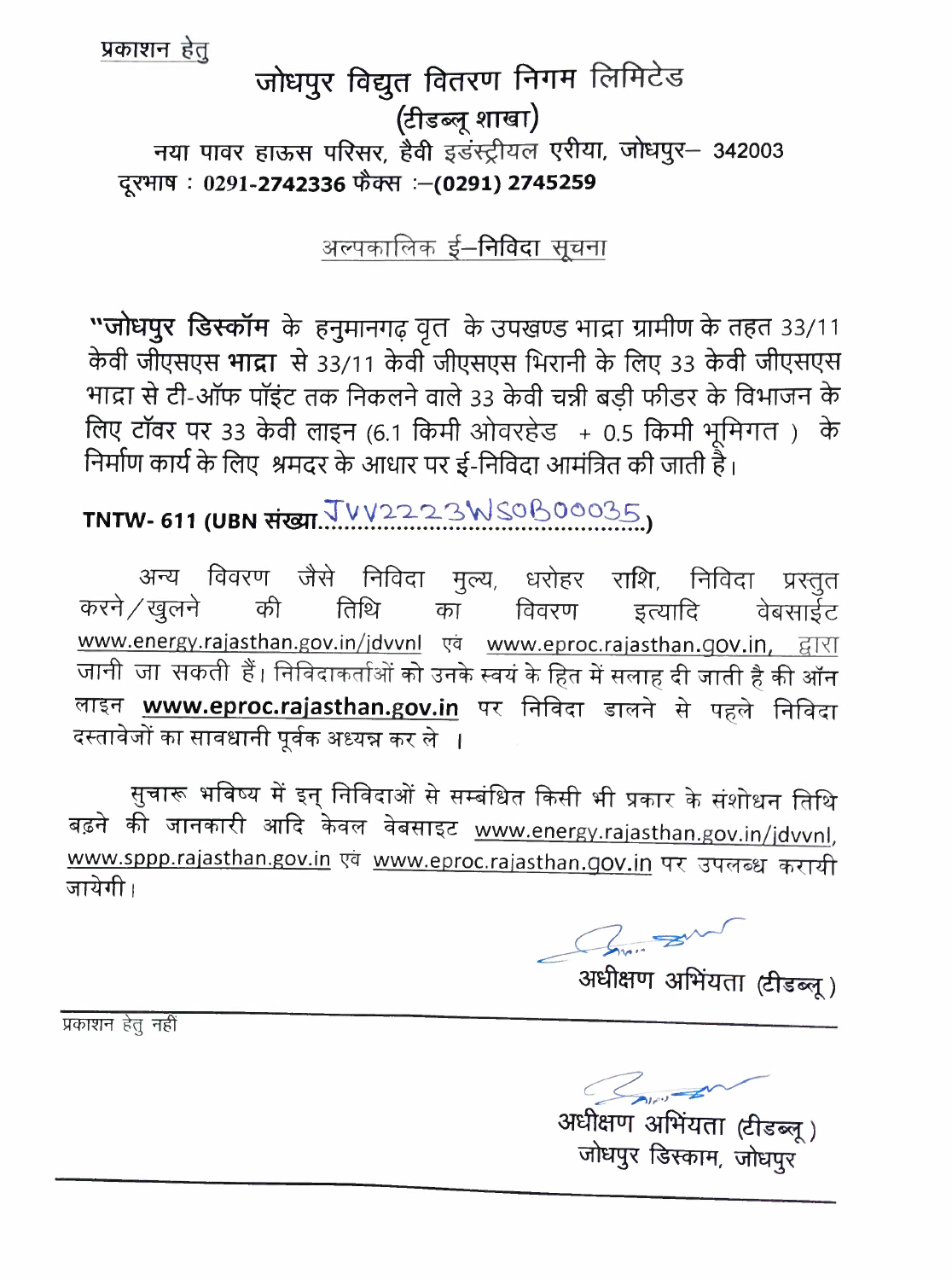प्रकाशन हेतु

# जोधपुर विद्युत वितरण निगम लिमिटेड

## (टीडब्लू शाखा)

नया पावर हाऊस परिसर, हैवी इडंस्ट्रीयल एरीया, जोधपुर– 342003

दूरभाष : 0291-2742336 फैक्स :–(0291) 2745259

### अल्पकालिक ई–निविदा सूचना

**"जोधपुर डिस्कॉम** के हनुमानगढ़ वृत के उपखण्ड भाद्रा ग्रामीण के तहत 33/11 केवी जीएसएस **भाद्रा** से 33/11 केवी जीएसएस भिरानी के लिए 33 केवी जीएसएस भाद्रा से टी-ऑफ पॉइंट तक निकलने वाले 33 केवी चन्नी बड़ी फीडर के विभाजन के लिए टॉवर पर 33 केवी लाइन (6.1 किमी ओवरहेड + 0.5 किमी भूमिगत) के निर्माण कार्य के लिए श्रमदर के आधार पर ई-निविदा आमंत्रित की जाती है।

**TNTW- 611 (UBN संख्या** JVV2223WSOB00035**)**

अन्य विवरण जैसे निविदा मुल्य, धरोहर राशि, निविदा प्रस्तुत करने/खुलने की तिथि का विवरण इत्यादि वेबसाईट www.energy.rajasthan.gov.in/jdvvnl एवं www.eproc.rajasthan.gov.in, द्वारा जानी जा सकती हैं। निविदाकर्ताओं को उनके स्वयं के हित में सलाह दी जाती है की ऑन लाइन **www.eproc.rajasthan.gov.in** पर निविदा डालने से पहले निविदा दस्तावेजों का सावधानी पूर्वक अध्यन्न कर ले ।

सुचारू भविष्य में इन् निविदाओं से सम्बंधित किसी भी प्रकार के संशोधन तिथि बढ़ने की जानकारी आदि केवल वेबसाइट www.energy.rajasthan.gov.in/jdvvnl, www.sppp.rajasthan.gov.in एवं www.eproc.rajasthan.gov.in पर उपलब्ध करायी जायेगी।

अधीक्षण अभियंता (टीडब्लू)

---

प्रकाशन हेतु नहीं

अधीक्षण अभियंता (टीडब्लू)
जोधपुर डिस्काम, जोधपुर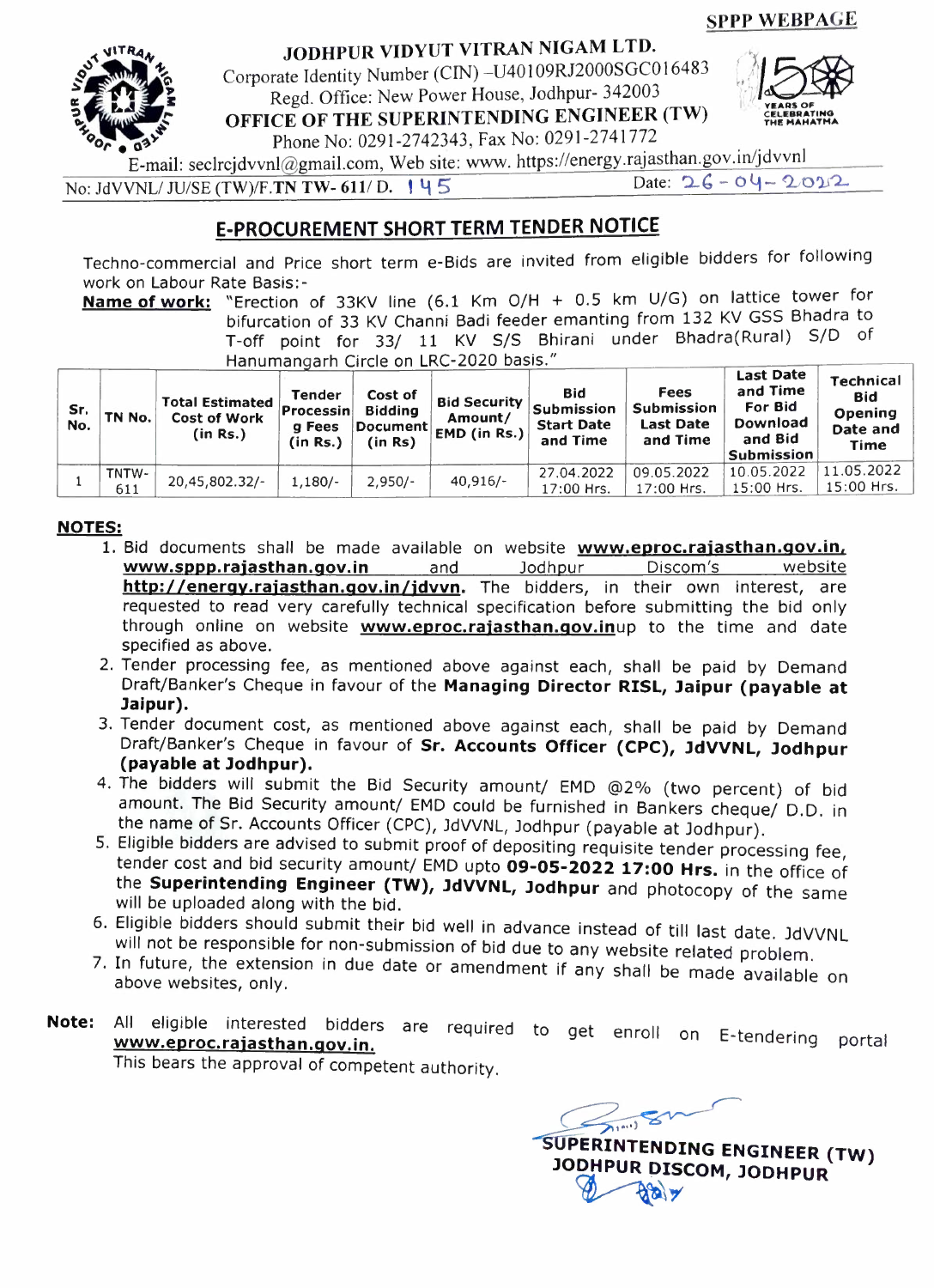SPPP WEBPAGE

# JODHPUR VIDYUT VITRAN NIGAM LTD.

Corporate Identity Number (CIN) –U40109RJ2000SGC016483
Regd. Office: New Power House, Jodhpur- 342003

**OFFICE OF THE SUPERINTENDING ENGINEER (TW)**

Phone No: 0291-2742343, Fax No: 0291-2741772
E-mail: seclrcjdvvnl@gmail.com, Web site: www. https://energy.rajasthan.gov.in/jdvvnl

No: JdVVNL/ JU/SE (TW)/F.TN TW- 611/ D. 145 Date: 26-04-2022

## E-PROCUREMENT SHORT TERM TENDER NOTICE

Techno-commercial and Price short term e-Bids are invited from eligible bidders for following work on Labour Rate Basis:-

**Name of work:** "Erection of 33KV line (6.1 Km O/H + 0.5 km U/G) on lattice tower for bifurcation of 33 KV Channi Badi feeder emanting from 132 KV GSS Bhadra to T-off point for 33/ 11 KV S/S Bhirani under Bhadra(Rural) S/D of Hanumangarh Circle on LRC-2020 basis."

| Sr. No. | TN No. | Total Estimated Cost of Work (in Rs.) | Tender Processing Fees (in Rs.) | Cost of Bidding Document (in Rs) | Bid Security Amount/ EMD (in Rs.) | Bid Submission Start Date and Time | Fees Submission Last Date and Time | Last Date and Time For Bid Download and Bid Submission | Technical Bid Opening Date and Time |
|---|---|---|---|---|---|---|---|---|---|
| 1 | TNTW-611 | 20,45,802.32/- | 1,180/- | 2,950/- | 40,916/- | 27.04.2022 17:00 Hrs. | 09.05.2022 17:00 Hrs. | 10.05.2022 15:00 Hrs. | 11.05.2022 15:00 Hrs. |

**NOTES:**

1. Bid documents shall be made available on website **www.eproc.rajasthan.gov.in, www.sppp.rajasthan.gov.in** and Jodhpur Discom's website **http://energy.rajasthan.gov.in/jdvvn**. The bidders, in their own interest, are requested to read very carefully technical specification before submitting the bid only through online on website **www.eproc.rajasthan.gov.in**up to the time and date specified as above.
2. Tender processing fee, as mentioned above against each, shall be paid by Demand Draft/Banker's Cheque in favour of the **Managing Director RISL, Jaipur (payable at Jaipur).**
3. Tender document cost, as mentioned above against each, shall be paid by Demand Draft/Banker's Cheque in favour of **Sr. Accounts Officer (CPC), JdVVNL, Jodhpur (payable at Jodhpur).**
4. The bidders will submit the Bid Security amount/ EMD @2% (two percent) of bid amount. The Bid Security amount/ EMD could be furnished in Bankers cheque/ D.D. in the name of Sr. Accounts Officer (CPC), JdVVNL, Jodhpur (payable at Jodhpur).
5. Eligible bidders are advised to submit proof of depositing requisite tender processing fee, tender cost and bid security amount/ EMD upto **09-05-2022 17:00 Hrs.** in the office of the **Superintending Engineer (TW), JdVVNL, Jodhpur** and photocopy of the same will be uploaded along with the bid.
6. Eligible bidders should submit their bid well in advance instead of till last date. JdVVNL will not be responsible for non-submission of bid due to any website related problem.
7. In future, the extension in due date or amendment if any shall be made available on above websites, only.

**Note:** All eligible interested bidders are required to get enroll on E-tendering portal **www.eproc.rajasthan.gov.in.**
This bears the approval of competent authority.

**SUPERINTENDING ENGINEER (TW)**
**JODHPUR DISCOM, JODHPUR**